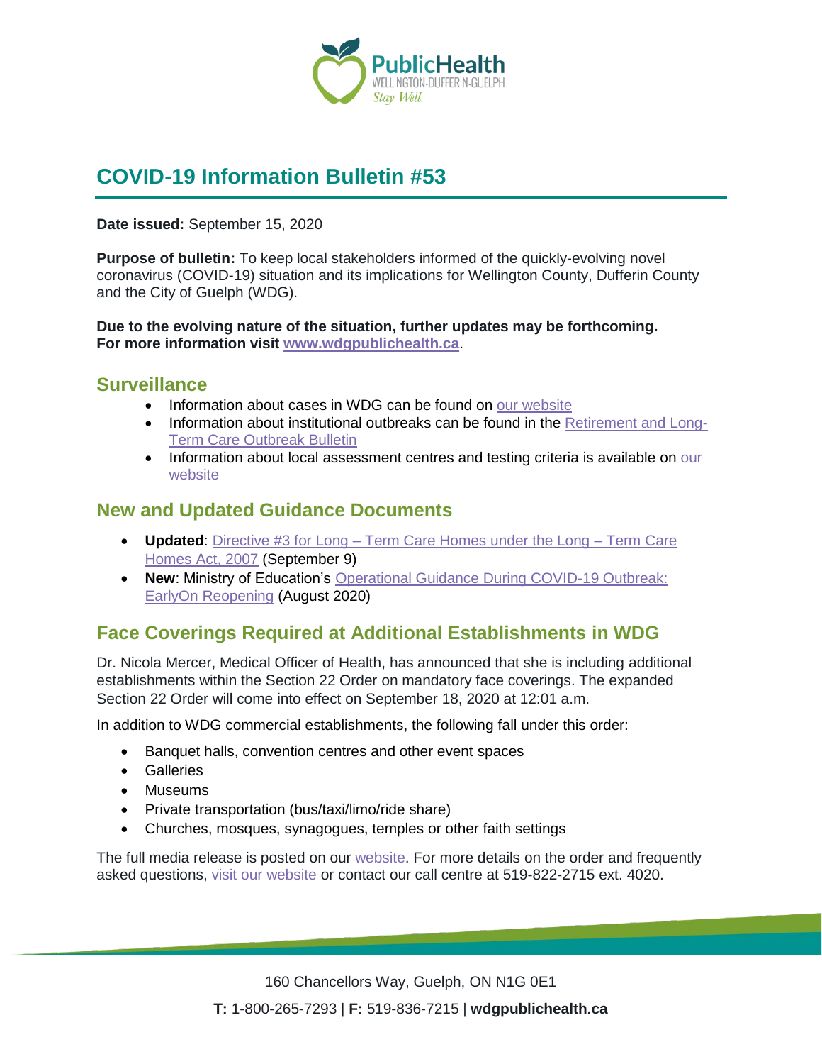# COVID-19 Information Bulletin #53

**Date issued:** September 15, 2020

**Purpose of bulletin:** To keep local stakeholders informed of the quickly-evolving novel coronavirus (COVID-19) situation and its implications for Wellington County, Dufferin County and the City of Guelph (WDG).

**Due to the evolving nature of the situation, further updates may be forthcoming. For more information visit www.wdgpublichealth.ca.**

## Surveillance

- Information about cases in WDG can be found on our website
- Information about institutional outbreaks can be found in the Retirement and Long-Term Care Outbreak Bulletin
- Information about local assessment centres and testing criteria is available on our website

## New and Updated Guidance Documents

- **Updated**: Directive #3 for Long – Term Care Homes under the Long – Term Care Homes Act, 2007 (September 9)
- **New**: Ministry of Education's Operational Guidance During COVID-19 Outbreak: EarlyOn Reopening (August 2020)

## Face Coverings Required at Additional Establishments in WDG

Dr. Nicola Mercer, Medical Officer of Health, has announced that she is including additional establishments within the Section 22 Order on mandatory face coverings. The expanded Section 22 Order will come into effect on September 18, 2020 at 12:01 a.m.

In addition to WDG commercial establishments, the following fall under this order:

- Banquet halls, convention centres and other event spaces
- Galleries
- Museums
- Private transportation (bus/taxi/limo/ride share)
- Churches, mosques, synagogues, temples or other faith settings

The full media release is posted on our website. For more details on the order and frequently asked questions, visit our website or contact our call centre at 519-822-2715 ext. 4020.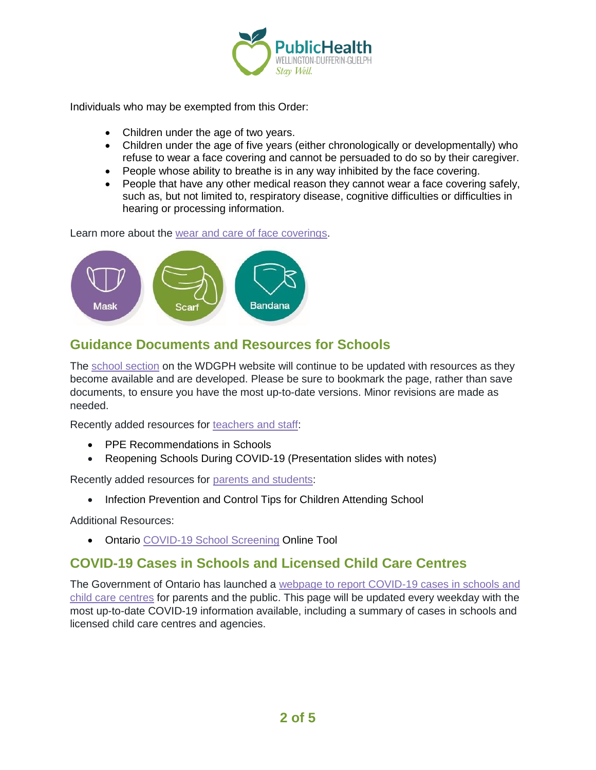Individuals who may be exempted from this Order:

- Children under the age of two years.
- Children under the age of five years (either chronologically or developmentally) who refuse to wear a face covering and cannot be persuaded to do so by their caregiver.
- People whose ability to breathe is in any way inhibited by the face covering.
- People that have any other medical reason they cannot wear a face covering safely, such as, but not limited to, respiratory disease, cognitive difficulties or difficulties in hearing or processing information.

Learn more about the wear and care of face coverings.

Mask Scarf Bandana

## Guidance Documents and Resources for Schools

The school section on the WDGPH website will continue to be updated with resources as they become available and are developed. Please be sure to bookmark the page, rather than save documents, to ensure you have the most up-to-date versions. Minor revisions are made as needed.

Recently added resources for teachers and staff:

- PPE Recommendations in Schools
- Reopening Schools During COVID-19 (Presentation slides with notes)

Recently added resources for parents and students:

- Infection Prevention and Control Tips for Children Attending School

Additional Resources:

- Ontario COVID-19 School Screening Online Tool

## COVID-19 Cases in Schools and Licensed Child Care Centres

The Government of Ontario has launched a webpage to report COVID-19 cases in schools and child care centres for parents and the public. This page will be updated every weekday with the most up-to-date COVID-19 information available, including a summary of cases in schools and licensed child care centres and agencies.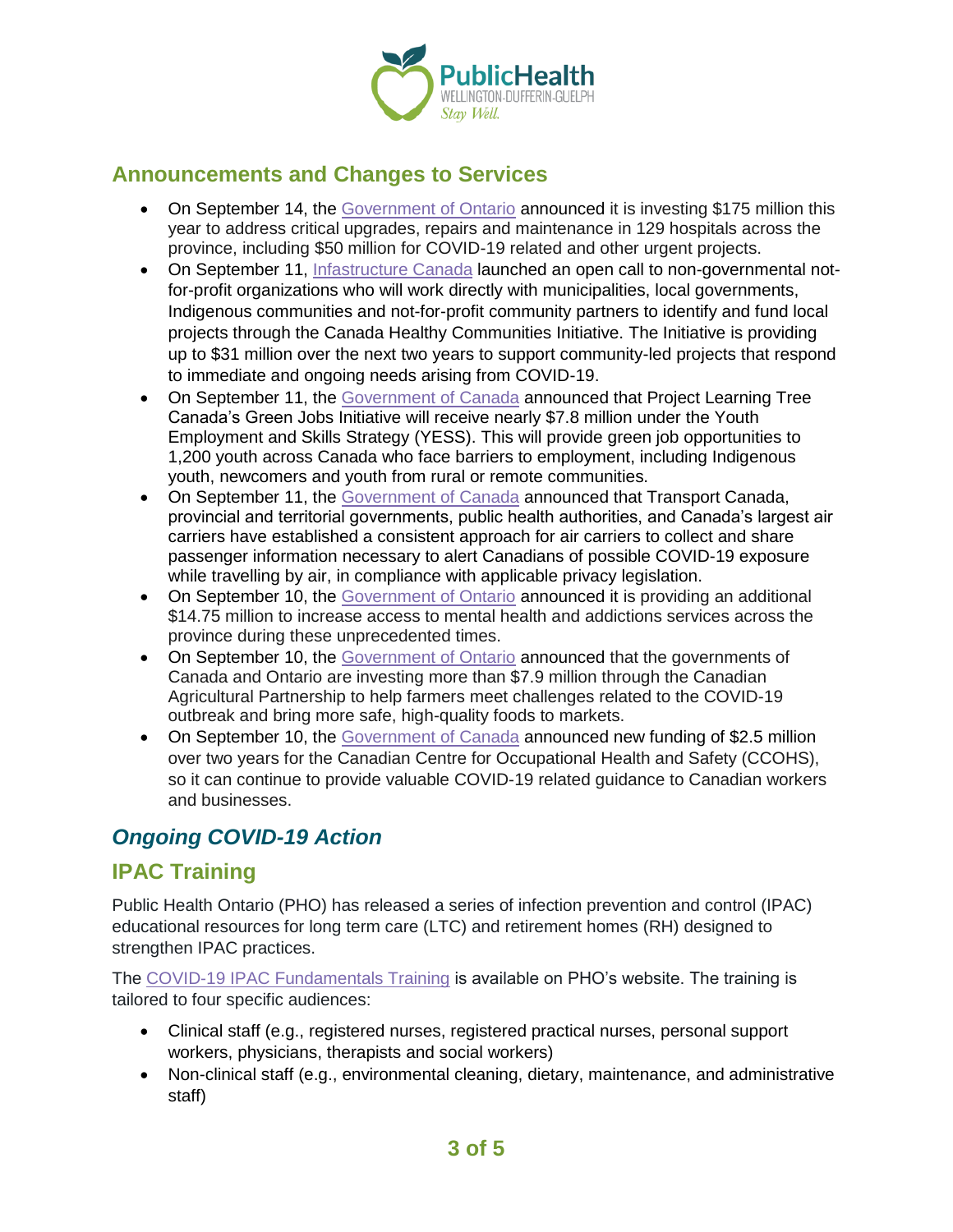## Announcements and Changes to Services

- On September 14, the Government of Ontario announced it is investing $175 million this year to address critical upgrades, repairs and maintenance in 129 hospitals across the province, including $50 million for COVID-19 related and other urgent projects.
- On September 11, Infastructure Canada launched an open call to non-governmental not-for-profit organizations who will work directly with municipalities, local governments, Indigenous communities and not-for-profit community partners to identify and fund local projects through the Canada Healthy Communities Initiative. The Initiative is providing up to $31 million over the next two years to support community-led projects that respond to immediate and ongoing needs arising from COVID-19.
- On September 11, the Government of Canada announced that Project Learning Tree Canada's Green Jobs Initiative will receive nearly $7.8 million under the Youth Employment and Skills Strategy (YESS). This will provide green job opportunities to 1,200 youth across Canada who face barriers to employment, including Indigenous youth, newcomers and youth from rural or remote communities.
- On September 11, the Government of Canada announced that Transport Canada, provincial and territorial governments, public health authorities, and Canada's largest air carriers have established a consistent approach for air carriers to collect and share passenger information necessary to alert Canadians of possible COVID-19 exposure while travelling by air, in compliance with applicable privacy legislation.
- On September 10, the Government of Ontario announced it is providing an additional $14.75 million to increase access to mental health and addictions services across the province during these unprecedented times.
- On September 10, the Government of Ontario announced that the governments of Canada and Ontario are investing more than $7.9 million through the Canadian Agricultural Partnership to help farmers meet challenges related to the COVID-19 outbreak and bring more safe, high-quality foods to markets.
- On September 10, the Government of Canada announced new funding of $2.5 million over two years for the Canadian Centre for Occupational Health and Safety (CCOHS), so it can continue to provide valuable COVID-19 related guidance to Canadian workers and businesses.

## *Ongoing COVID-19 Action*

## IPAC Training

Public Health Ontario (PHO) has released a series of infection prevention and control (IPAC) educational resources for long term care (LTC) and retirement homes (RH) designed to strengthen IPAC practices.

The COVID-19 IPAC Fundamentals Training is available on PHO's website. The training is tailored to four specific audiences:

- Clinical staff (e.g., registered nurses, registered practical nurses, personal support workers, physicians, therapists and social workers)
- Non-clinical staff (e.g., environmental cleaning, dietary, maintenance, and administrative staff)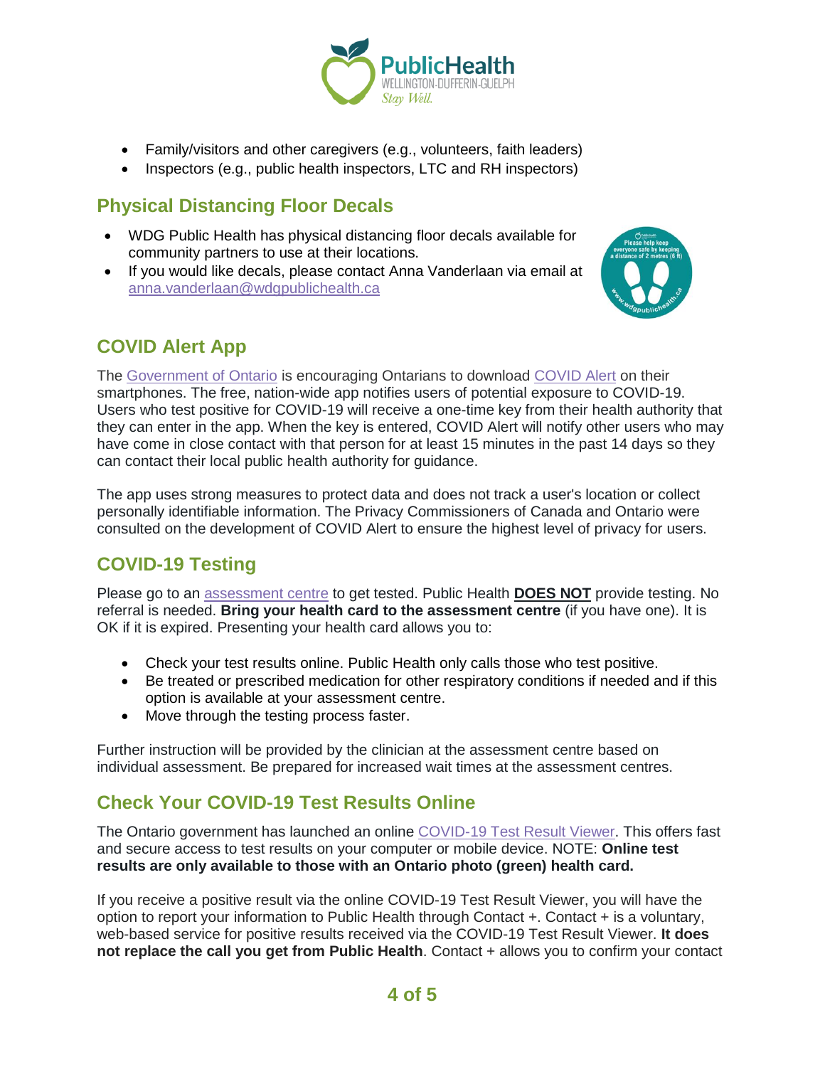- Family/visitors and other caregivers (e.g., volunteers, faith leaders)
- Inspectors (e.g., public health inspectors, LTC and RH inspectors)

## Physical Distancing Floor Decals

- WDG Public Health has physical distancing floor decals available for community partners to use at their locations.
- If you would like decals, please contact Anna Vanderlaan via email at anna.vanderlaan@wdgpublichealth.ca

## COVID Alert App

The Government of Ontario is encouraging Ontarians to download COVID Alert on their smartphones. The free, nation-wide app notifies users of potential exposure to COVID-19. Users who test positive for COVID-19 will receive a one-time key from their health authority that they can enter in the app. When the key is entered, COVID Alert will notify other users who may have come in close contact with that person for at least 15 minutes in the past 14 days so they can contact their local public health authority for guidance.

The app uses strong measures to protect data and does not track a user's location or collect personally identifiable information. The Privacy Commissioners of Canada and Ontario were consulted on the development of COVID Alert to ensure the highest level of privacy for users.

## COVID-19 Testing

Please go to an assessment centre to get tested. Public Health **DOES NOT** provide testing. No referral is needed. **Bring your health card to the assessment centre** (if you have one). It is OK if it is expired. Presenting your health card allows you to:

- Check your test results online. Public Health only calls those who test positive.
- Be treated or prescribed medication for other respiratory conditions if needed and if this option is available at your assessment centre.
- Move through the testing process faster.

Further instruction will be provided by the clinician at the assessment centre based on individual assessment. Be prepared for increased wait times at the assessment centres.

## Check Your COVID-19 Test Results Online

The Ontario government has launched an online COVID-19 Test Result Viewer. This offers fast and secure access to test results on your computer or mobile device. NOTE: **Online test results are only available to those with an Ontario photo (green) health card.**

If you receive a positive result via the online COVID-19 Test Result Viewer, you will have the option to report your information to Public Health through Contact +. Contact + is a voluntary, web-based service for positive results received via the COVID-19 Test Result Viewer. **It does not replace the call you get from Public Health**. Contact + allows you to confirm your contact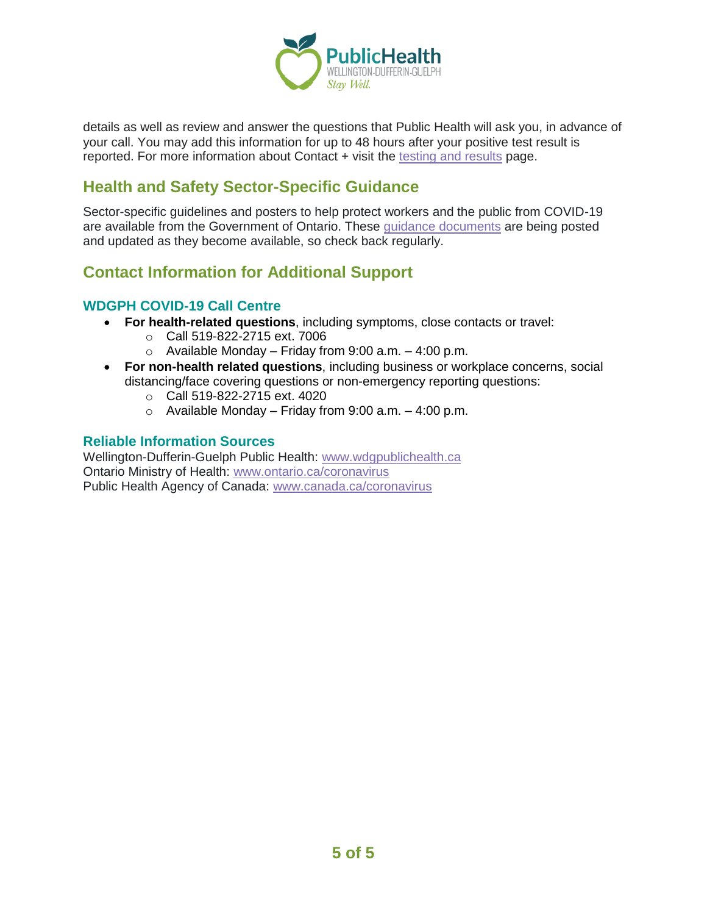details as well as review and answer the questions that Public Health will ask you, in advance of your call. You may add this information for up to 48 hours after your positive test result is reported. For more information about Contact + visit the testing and results page.

## Health and Safety Sector-Specific Guidance

Sector-specific guidelines and posters to help protect workers and the public from COVID-19 are available from the Government of Ontario. These guidance documents are being posted and updated as they become available, so check back regularly.

## Contact Information for Additional Support

### WDGPH COVID-19 Call Centre

- **For health-related questions**, including symptoms, close contacts or travel:
  - Call 519-822-2715 ext. 7006
  - Available Monday – Friday from 9:00 a.m. – 4:00 p.m.
- **For non-health related questions**, including business or workplace concerns, social distancing/face covering questions or non-emergency reporting questions:
  - Call 519-822-2715 ext. 4020
  - Available Monday – Friday from 9:00 a.m. – 4:00 p.m.

### Reliable Information Sources

Wellington-Dufferin-Guelph Public Health: www.wdgpublichealth.ca
Ontario Ministry of Health: www.ontario.ca/coronavirus
Public Health Agency of Canada: www.canada.ca/coronavirus